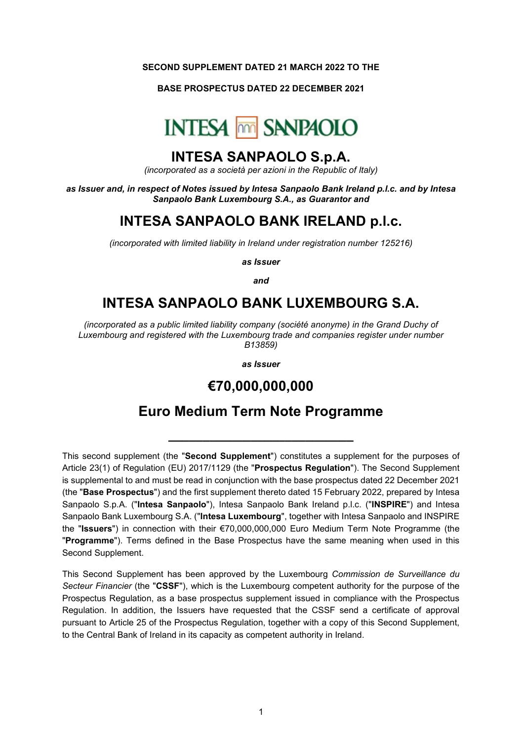**SECOND SUPPLEMENT DATED 21 MARCH 2022 TO THE**

**BASE PROSPECTUS DATED 22 DECEMBER 2021**

# INTESA SANPAOLO S.p.A.

*(incorporated as a società per azioni in the Republic of Italy)*

***as Issuer and, in respect of Notes issued by Intesa Sanpaolo Bank Ireland p.l.c. and by Intesa Sanpaolo Bank Luxembourg S.A., as Guarantor and***

# INTESA SANPAOLO BANK IRELAND p.l.c.

*(incorporated with limited liability in Ireland under registration number 125216)*

***as Issuer***

***and***

# INTESA SANPAOLO BANK LUXEMBOURG S.A.

*(incorporated as a public limited liability company (société anonyme) in the Grand Duchy of Luxembourg and registered with the Luxembourg trade and companies register under number B13859)*

***as Issuer***

# €70,000,000,000

# Euro Medium Term Note Programme

---

This second supplement (the "**Second Supplement**") constitutes a supplement for the purposes of Article 23(1) of Regulation (EU) 2017/1129 (the "**Prospectus Regulation**"). The Second Supplement is supplemental to and must be read in conjunction with the base prospectus dated 22 December 2021 (the "**Base Prospectus**") and the first supplement thereto dated 15 February 2022, prepared by Intesa Sanpaolo S.p.A. ("**Intesa Sanpaolo**"), Intesa Sanpaolo Bank Ireland p.l.c. ("**INSPIRE**") and Intesa Sanpaolo Bank Luxembourg S.A. ("**Intesa Luxembourg**", together with Intesa Sanpaolo and INSPIRE the "**Issuers**") in connection with their €70,000,000,000 Euro Medium Term Note Programme (the "**Programme**"). Terms defined in the Base Prospectus have the same meaning when used in this Second Supplement.

This Second Supplement has been approved by the Luxembourg *Commission de Surveillance du Secteur Financier* (the "**CSSF**"), which is the Luxembourg competent authority for the purpose of the Prospectus Regulation, as a base prospectus supplement issued in compliance with the Prospectus Regulation. In addition, the Issuers have requested that the CSSF send a certificate of approval pursuant to Article 25 of the Prospectus Regulation, together with a copy of this Second Supplement, to the Central Bank of Ireland in its capacity as competent authority in Ireland.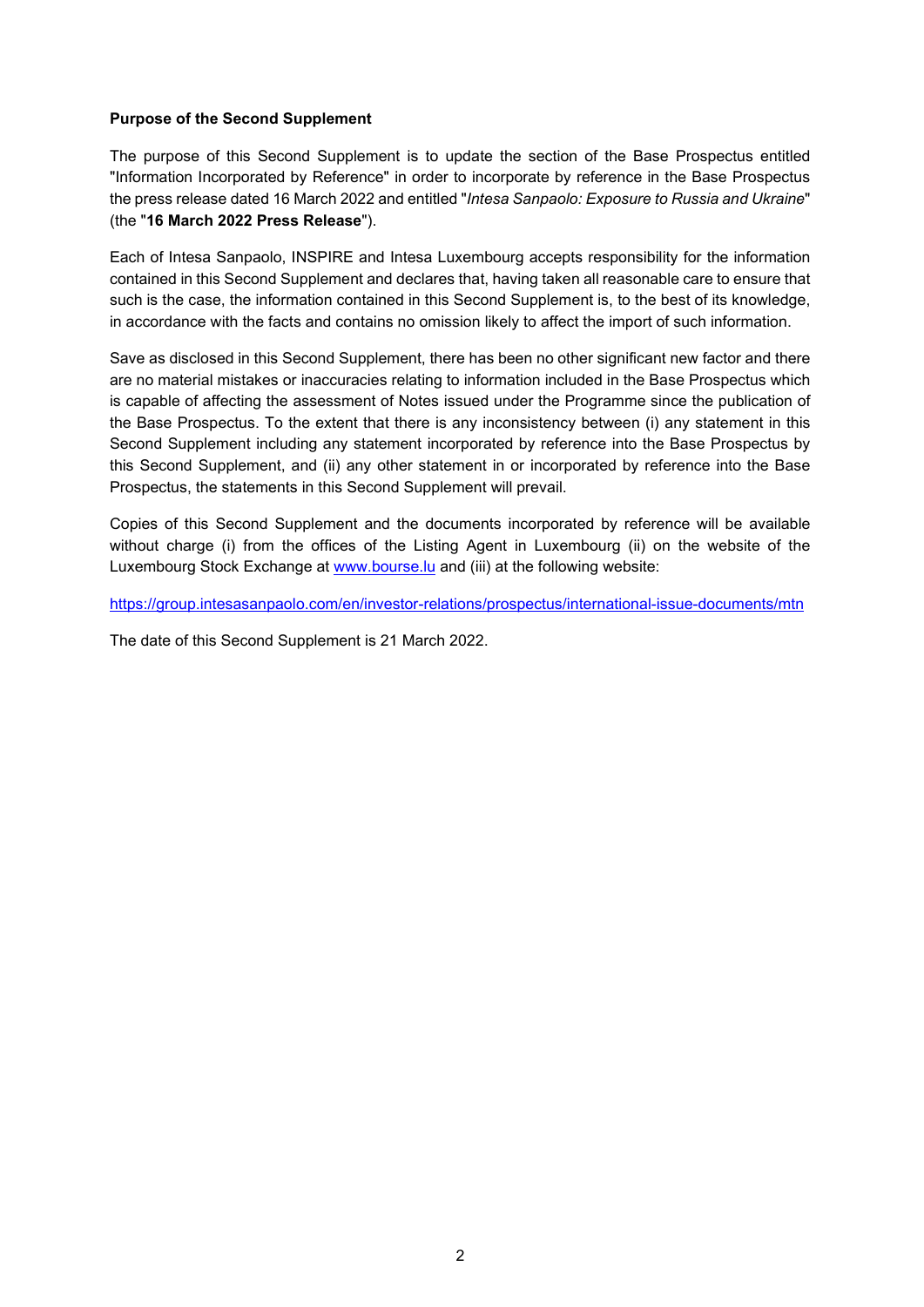**Purpose of the Second Supplement**

The purpose of this Second Supplement is to update the section of the Base Prospectus entitled "Information Incorporated by Reference" in order to incorporate by reference in the Base Prospectus the press release dated 16 March 2022 and entitled "*Intesa Sanpaolo: Exposure to Russia and Ukraine*" (the "**16 March 2022 Press Release**").

Each of Intesa Sanpaolo, INSPIRE and Intesa Luxembourg accepts responsibility for the information contained in this Second Supplement and declares that, having taken all reasonable care to ensure that such is the case, the information contained in this Second Supplement is, to the best of its knowledge, in accordance with the facts and contains no omission likely to affect the import of such information.

Save as disclosed in this Second Supplement, there has been no other significant new factor and there are no material mistakes or inaccuracies relating to information included in the Base Prospectus which is capable of affecting the assessment of Notes issued under the Programme since the publication of the Base Prospectus. To the extent that there is any inconsistency between (i) any statement in this Second Supplement including any statement incorporated by reference into the Base Prospectus by this Second Supplement, and (ii) any other statement in or incorporated by reference into the Base Prospectus, the statements in this Second Supplement will prevail.

Copies of this Second Supplement and the documents incorporated by reference will be available without charge (i) from the offices of the Listing Agent in Luxembourg (ii) on the website of the Luxembourg Stock Exchange at [www.bourse.lu](http://www.bourse.lu) and (iii) at the following website:

<https://group.intesasanpaolo.com/en/investor-relations/prospectus/international-issue-documents/mtn>

The date of this Second Supplement is 21 March 2022.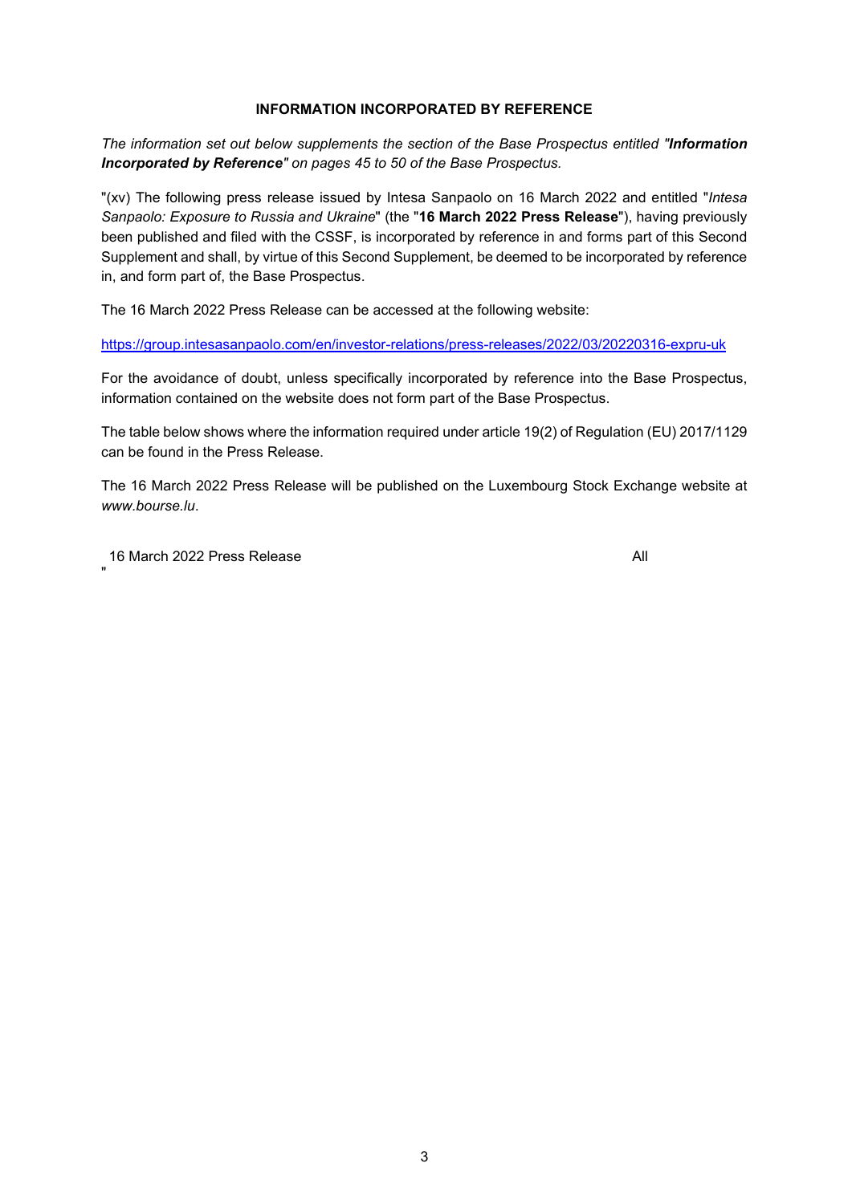**INFORMATION INCORPORATED BY REFERENCE**

*The information set out below supplements the section of the Base Prospectus entitled "**Information Incorporated by Reference**" on pages 45 to 50 of the Base Prospectus.*

"(xv) The following press release issued by Intesa Sanpaolo on 16 March 2022 and entitled "*Intesa Sanpaolo: Exposure to Russia and Ukraine*" (the "**16 March 2022 Press Release**"), having previously been published and filed with the CSSF, is incorporated by reference in and forms part of this Second Supplement and shall, by virtue of this Second Supplement, be deemed to be incorporated by reference in, and form part of, the Base Prospectus.

The 16 March 2022 Press Release can be accessed at the following website:

https://group.intesasanpaolo.com/en/investor-relations/press-releases/2022/03/20220316-expru-uk

For the avoidance of doubt, unless specifically incorporated by reference into the Base Prospectus, information contained on the website does not form part of the Base Prospectus.

The table below shows where the information required under article 19(2) of Regulation (EU) 2017/1129 can be found in the Press Release.

The 16 March 2022 Press Release will be published on the Luxembourg Stock Exchange website at *www.bourse.lu*.

| | |
|---|---|
| 16 March 2022 Press Release | All |

"